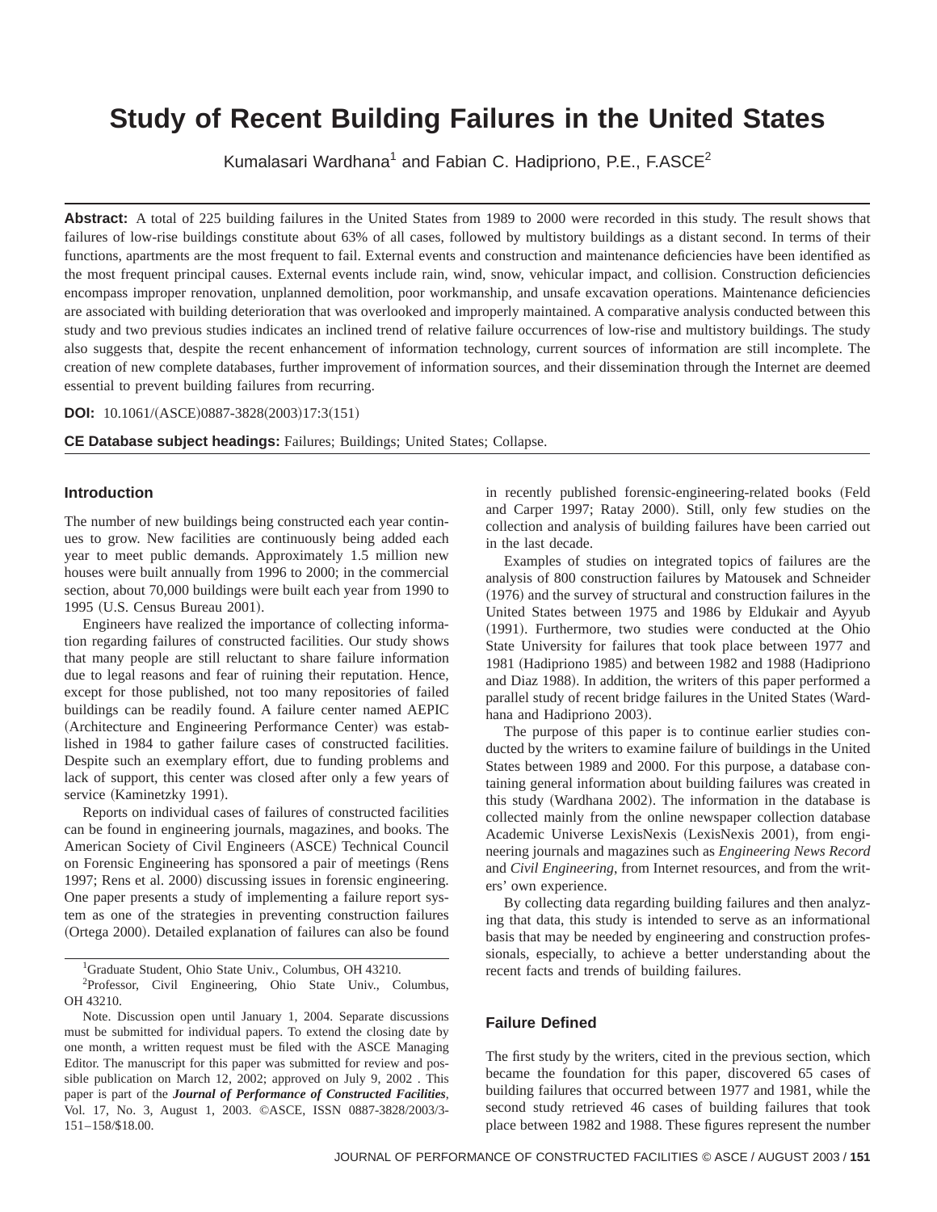# Study of Recent Building Failures in the United States

Kumalasari Wardhana[1] and Fabian C. Hadipriono, P.E., F.ASCE[2]

**Abstract:** A total of 225 building failures in the United States from 1989 to 2000 were recorded in this study. The result shows that failures of low-rise buildings constitute about 63% of all cases, followed by multistory buildings as a distant second. In terms of their functions, apartments are the most frequent to fail. External events and construction and maintenance deficiencies have been identified as the most frequent principal causes. External events include rain, wind, snow, vehicular impact, and collision. Construction deficiencies encompass improper renovation, unplanned demolition, poor workmanship, and unsafe excavation operations. Maintenance deficiencies are associated with building deterioration that was overlooked and improperly maintained. A comparative analysis conducted between this study and two previous studies indicates an inclined trend of relative failure occurrences of low-rise and multistory buildings. The study also suggests that, despite the recent enhancement of information technology, current sources of information are still incomplete. The creation of new complete databases, further improvement of information sources, and their dissemination through the Internet are deemed essential to prevent building failures from recurring.

**DOI:** 10.1061/(ASCE)0887-3828(2003)17:3(151)

**CE Database subject headings:** Failures; Buildings; United States; Collapse.

## Introduction

The number of new buildings being constructed each year continues to grow. New facilities are continuously being added each year to meet public demands. Approximately 1.5 million new houses were built annually from 1996 to 2000; in the commercial section, about 70,000 buildings were built each year from 1990 to 1995 (U.S. Census Bureau 2001).

Engineers have realized the importance of collecting information regarding failures of constructed facilities. Our study shows that many people are still reluctant to share failure information due to legal reasons and fear of ruining their reputation. Hence, except for those published, not too many repositories of failed buildings can be readily found. A failure center named AEPIC (Architecture and Engineering Performance Center) was established in 1984 to gather failure cases of constructed facilities. Despite such an exemplary effort, due to funding problems and lack of support, this center was closed after only a few years of service (Kaminetzky 1991).

Reports on individual cases of failures of constructed facilities can be found in engineering journals, magazines, and books. The American Society of Civil Engineers (ASCE) Technical Council on Forensic Engineering has sponsored a pair of meetings (Rens 1997; Rens et al. 2000) discussing issues in forensic engineering. One paper presents a study of implementing a failure report system as one of the strategies in preventing construction failures (Ortega 2000). Detailed explanation of failures can also be found in recently published forensic-engineering-related books (Feld and Carper 1997; Ratay 2000). Still, only few studies on the collection and analysis of building failures have been carried out in the last decade.

Examples of studies on integrated topics of failures are the analysis of 800 construction failures by Matousek and Schneider (1976) and the survey of structural and construction failures in the United States between 1975 and 1986 by Eldukair and Ayyub (1991). Furthermore, two studies were conducted at the Ohio State University for failures that took place between 1977 and 1981 (Hadipriono 1985) and between 1982 and 1988 (Hadipriono and Diaz 1988). In addition, the writers of this paper performed a parallel study of recent bridge failures in the United States (Wardhana and Hadipriono 2003).

The purpose of this paper is to continue earlier studies conducted by the writers to examine failure of buildings in the United States between 1989 and 2000. For this purpose, a database containing general information about building failures was created in this study (Wardhana 2002). The information in the database is collected mainly from the online newspaper collection database Academic Universe LexisNexis (LexisNexis 2001), from engineering journals and magazines such as *Engineering News Record* and *Civil Engineering*, from Internet resources, and from the writers' own experience.

By collecting data regarding building failures and then analyzing that data, this study is intended to serve as an informational basis that may be needed by engineering and construction professionals, especially, to achieve a better understanding about the recent facts and trends of building failures.

## Failure Defined

The first study by the writers, cited in the previous section, which became the foundation for this paper, discovered 65 cases of building failures that occurred between 1977 and 1981, while the second study retrieved 46 cases of building failures that took place between 1982 and 1988. These figures represent the number

---

[1] Graduate Student, Ohio State Univ., Columbus, OH 43210.

[2] Professor, Civil Engineering, Ohio State Univ., Columbus, OH 43210.

Note. Discussion open until January 1, 2004. Separate discussions must be submitted for individual papers. To extend the closing date by one month, a written request must be filed with the ASCE Managing Editor. The manuscript for this paper was submitted for review and possible publication on March 12, 2002; approved on July 9, 2002 . This paper is part of the ***Journal of Performance of Constructed Facilities***, Vol. 17, No. 3, August 1, 2003. ©ASCE, ISSN 0887-3828/2003/3-151–158/$18.00.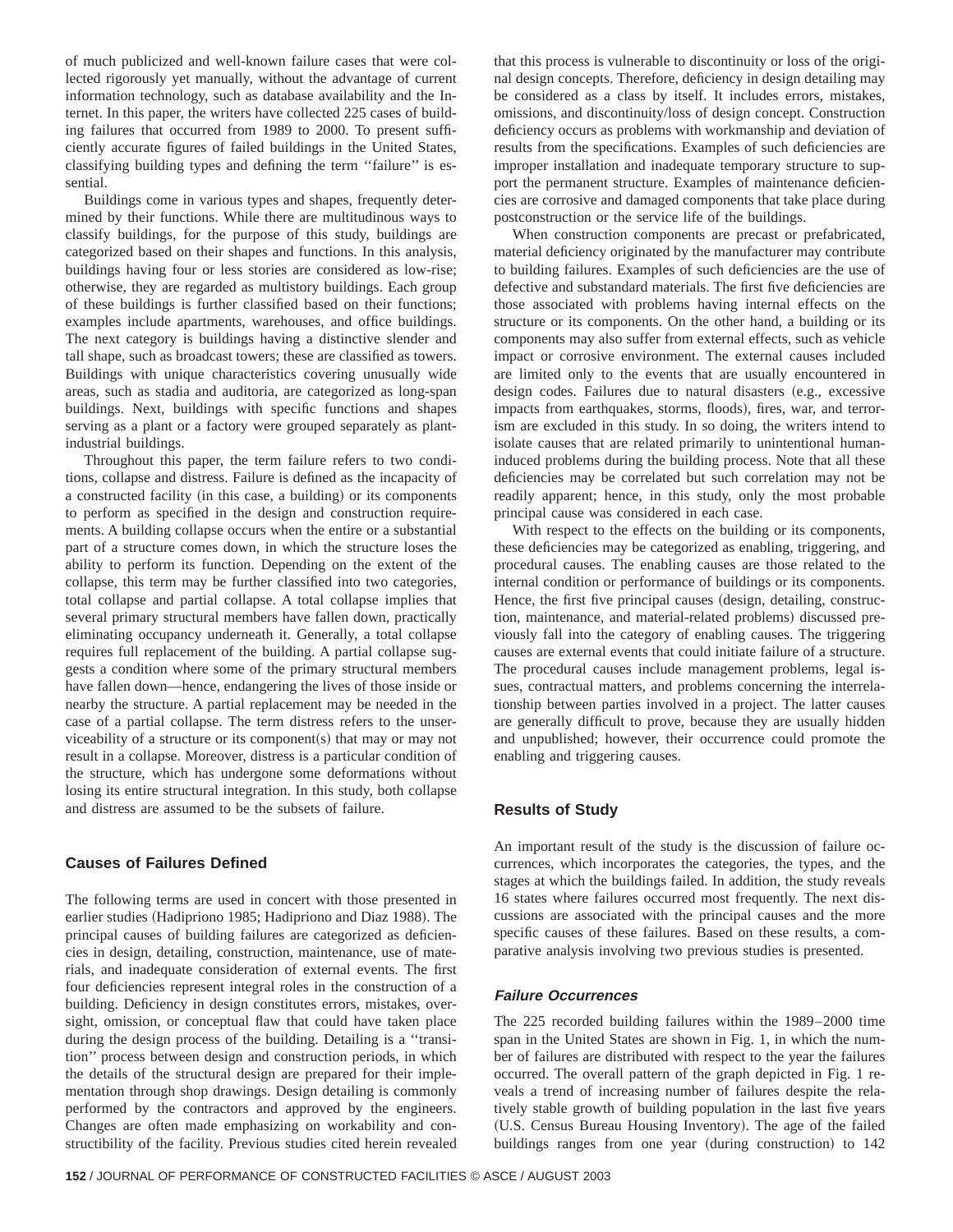of much publicized and well-known failure cases that were collected rigorously yet manually, without the advantage of current information technology, such as database availability and the Internet. In this paper, the writers have collected 225 cases of building failures that occurred from 1989 to 2000. To present sufficiently accurate figures of failed buildings in the United States, classifying building types and defining the term ''failure'' is essential.

Buildings come in various types and shapes, frequently determined by their functions. While there are multitudinous ways to classify buildings, for the purpose of this study, buildings are categorized based on their shapes and functions. In this analysis, buildings having four or less stories are considered as low-rise; otherwise, they are regarded as multistory buildings. Each group of these buildings is further classified based on their functions; examples include apartments, warehouses, and office buildings. The next category is buildings having a distinctive slender and tall shape, such as broadcast towers; these are classified as towers. Buildings with unique characteristics covering unusually wide areas, such as stadia and auditoria, are categorized as long-span buildings. Next, buildings with specific functions and shapes serving as a plant or a factory were grouped separately as plant-industrial buildings.

Throughout this paper, the term failure refers to two conditions, collapse and distress. Failure is defined as the incapacity of a constructed facility (in this case, a building) or its components to perform as specified in the design and construction requirements. A building collapse occurs when the entire or a substantial part of a structure comes down, in which the structure loses the ability to perform its function. Depending on the extent of the collapse, this term may be further classified into two categories, total collapse and partial collapse. A total collapse implies that several primary structural members have fallen down, practically eliminating occupancy underneath it. Generally, a total collapse requires full replacement of the building. A partial collapse suggests a condition where some of the primary structural members have fallen down—hence, endangering the lives of those inside or nearby the structure. A partial replacement may be needed in the case of a partial collapse. The term distress refers to the unserviceability of a structure or its component(s) that may or may not result in a collapse. Moreover, distress is a particular condition of the structure, which has undergone some deformations without losing its entire structural integration. In this study, both collapse and distress are assumed to be the subsets of failure.

## Causes of Failures Defined

The following terms are used in concert with those presented in earlier studies (Hadipriono 1985; Hadipriono and Diaz 1988). The principal causes of building failures are categorized as deficiencies in design, detailing, construction, maintenance, use of materials, and inadequate consideration of external events. The first four deficiencies represent integral roles in the construction of a building. Deficiency in design constitutes errors, mistakes, oversight, omission, or conceptual flaw that could have taken place during the design process of the building. Detailing is a ''transition'' process between design and construction periods, in which the details of the structural design are prepared for their implementation through shop drawings. Design detailing is commonly performed by the contractors and approved by the engineers. Changes are often made emphasizing on workability and constructibility of the facility. Previous studies cited herein revealed that this process is vulnerable to discontinuity or loss of the original design concepts. Therefore, deficiency in design detailing may be considered as a class by itself. It includes errors, mistakes, omissions, and discontinuity/loss of design concept. Construction deficiency occurs as problems with workmanship and deviation of results from the specifications. Examples of such deficiencies are improper installation and inadequate temporary structure to support the permanent structure. Examples of maintenance deficiencies are corrosive and damaged components that take place during postconstruction or the service life of the buildings.

When construction components are precast or prefabricated, material deficiency originated by the manufacturer may contribute to building failures. Examples of such deficiencies are the use of defective and substandard materials. The first five deficiencies are those associated with problems having internal effects on the structure or its components. On the other hand, a building or its components may also suffer from external effects, such as vehicle impact or corrosive environment. The external causes included are limited only to the events that are usually encountered in design codes. Failures due to natural disasters (e.g., excessive impacts from earthquakes, storms, floods), fires, war, and terrorism are excluded in this study. In so doing, the writers intend to isolate causes that are related primarily to unintentional human-induced problems during the building process. Note that all these deficiencies may be correlated but such correlation may not be readily apparent; hence, in this study, only the most probable principal cause was considered in each case.

With respect to the effects on the building or its components, these deficiencies may be categorized as enabling, triggering, and procedural causes. The enabling causes are those related to the internal condition or performance of buildings or its components. Hence, the first five principal causes (design, detailing, construction, maintenance, and material-related problems) discussed previously fall into the category of enabling causes. The triggering causes are external events that could initiate failure of a structure. The procedural causes include management problems, legal issues, contractual matters, and problems concerning the interrelationship between parties involved in a project. The latter causes are generally difficult to prove, because they are usually hidden and unpublished; however, their occurrence could promote the enabling and triggering causes.

## Results of Study

An important result of the study is the discussion of failure occurrences, which incorporates the categories, the types, and the stages at which the buildings failed. In addition, the study reveals 16 states where failures occurred most frequently. The next discussions are associated with the principal causes and the more specific causes of these failures. Based on these results, a comparative analysis involving two previous studies is presented.

### *Failure Occurrences*

The 225 recorded building failures within the 1989–2000 time span in the United States are shown in Fig. 1, in which the number of failures are distributed with respect to the year the failures occurred. The overall pattern of the graph depicted in Fig. 1 reveals a trend of increasing number of failures despite the relatively stable growth of building population in the last five years (U.S. Census Bureau Housing Inventory). The age of the failed buildings ranges from one year (during construction) to 142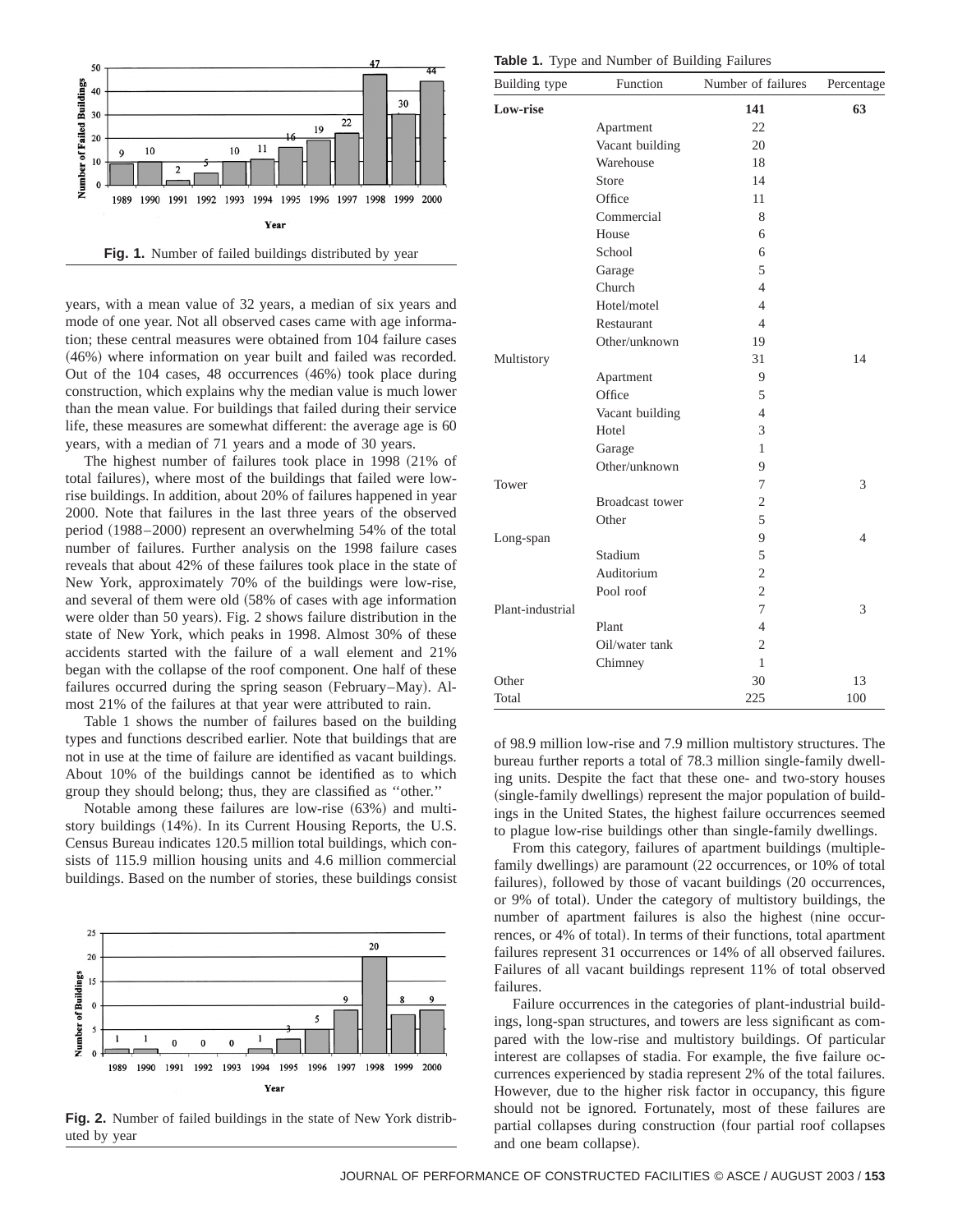Fig. 1. Number of failed buildings distributed by year

years, with a mean value of 32 years, a median of six years and mode of one year. Not all observed cases came with age information; these central measures were obtained from 104 failure cases (46%) where information on year built and failed was recorded. Out of the 104 cases, 48 occurrences (46%) took place during construction, which explains why the median value is much lower than the mean value. For buildings that failed during their service life, these measures are somewhat different: the average age is 60 years, with a median of 71 years and a mode of 30 years.

The highest number of failures took place in 1998 (21% of total failures), where most of the buildings that failed were low-rise buildings. In addition, about 20% of failures happened in year 2000. Note that failures in the last three years of the observed period (1988–2000) represent an overwhelming 54% of the total number of failures. Further analysis on the 1998 failure cases reveals that about 42% of these failures took place in the state of New York, approximately 70% of the buildings were low-rise, and several of them were old (58% of cases with age information were older than 50 years). Fig. 2 shows failure distribution in the state of New York, which peaks in 1998. Almost 30% of these accidents started with the failure of a wall element and 21% began with the collapse of the roof component. One half of these failures occurred during the spring season (February–May). Almost 21% of the failures at that year were attributed to rain.

Table 1 shows the number of failures based on the building types and functions described earlier. Note that buildings that are not in use at the time of failure are identified as vacant buildings. About 10% of the buildings cannot be identified as to which group they should belong; thus, they are classified as "other."

Notable among these failures are low-rise (63%) and multistory buildings (14%). In its Current Housing Reports, the U.S. Census Bureau indicates 120.5 million total buildings, which consists of 115.9 million housing units and 4.6 million commercial buildings. Based on the number of stories, these buildings consist

Fig. 2. Number of failed buildings in the state of New York distributed by year

**Table 1.** Type and Number of Building Failures

| Building type | Function | Number of failures | Percentage |
|---|---|---|---|
| **Low-rise** | | **141** | **63** |
| | Apartment | 22 | |
| | Vacant building | 20 | |
| | Warehouse | 18 | |
| | Store | 14 | |
| | Office | 11 | |
| | Commercial | 8 | |
| | House | 6 | |
| | School | 6 | |
| | Garage | 5 | |
| | Church | 4 | |
| | Hotel/motel | 4 | |
| | Restaurant | 4 | |
| | Other/unknown | 19 | |
| Multistory | | 31 | 14 |
| | Apartment | 9 | |
| | Office | 5 | |
| | Vacant building | 4 | |
| | Hotel | 3 | |
| | Garage | 1 | |
| | Other/unknown | 9 | |
| Tower | | 7 | 3 |
| | Broadcast tower | 2 | |
| | Other | 5 | |
| Long-span | | 9 | 4 |
| | Stadium | 5 | |
| | Auditorium | 2 | |
| | Pool roof | 2 | |
| Plant-industrial | | 7 | 3 |
| | Plant | 4 | |
| | Oil/water tank | 2 | |
| | Chimney | 1 | |
| Other | | 30 | 13 |
| Total | | 225 | 100 |

of 98.9 million low-rise and 7.9 million multistory structures. The bureau further reports a total of 78.3 million single-family dwelling units. Despite the fact that these one- and two-story houses (single-family dwellings) represent the major population of buildings in the United States, the highest failure occurrences seemed to plague low-rise buildings other than single-family dwellings.

From this category, failures of apartment buildings (multiple-family dwellings) are paramount (22 occurrences, or 10% of total failures), followed by those of vacant buildings (20 occurrences, or 9% of total). Under the category of multistory buildings, the number of apartment failures is also the highest (nine occurrences, or 4% of total). In terms of their functions, total apartment failures represent 31 occurrences or 14% of all observed failures. Failures of all vacant buildings represent 11% of total observed failures.

Failure occurrences in the categories of plant-industrial buildings, long-span structures, and towers are less significant as compared with the low-rise and multistory buildings. Of particular interest are collapses of stadia. For example, the five failure occurrences experienced by stadia represent 2% of the total failures. However, due to the higher risk factor in occupancy, this figure should not be ignored. Fortunately, most of these failures are partial collapses during construction (four partial roof collapses and one beam collapse).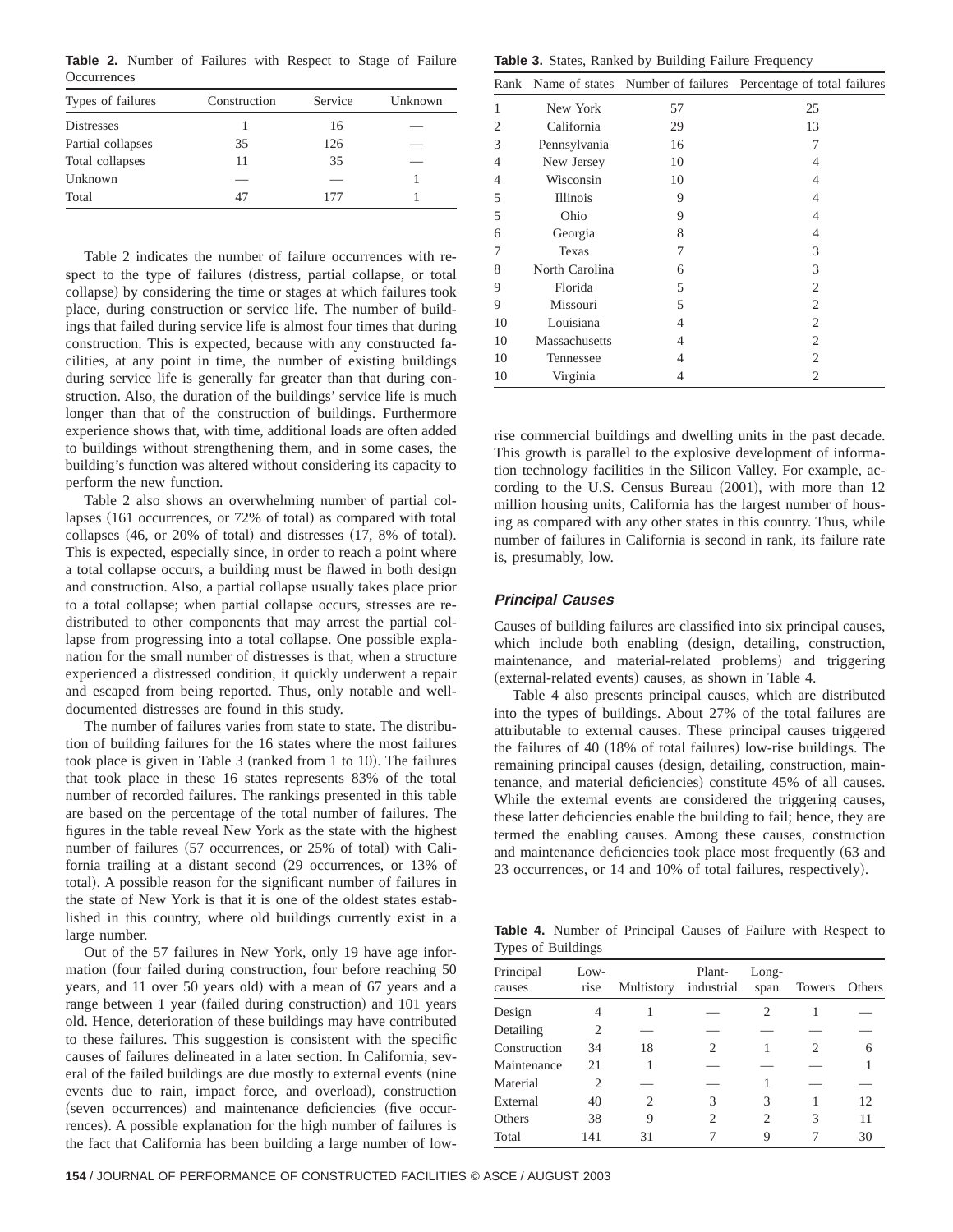**Table 2.** Number of Failures with Respect to Stage of Failure Occurrences

| Types of failures | Construction | Service | Unknown |
|---|---|---|---|
| Distresses | 1 | 16 | — |
| Partial collapses | 35 | 126 | — |
| Total collapses | 11 | 35 | — |
| Unknown | — | — | 1 |
| Total | 47 | 177 | 1 |

Table 2 indicates the number of failure occurrences with respect to the type of failures (distress, partial collapse, or total collapse) by considering the time or stages at which failures took place, during construction or service life. The number of buildings that failed during service life is almost four times that during construction. This is expected, because with any constructed facilities, at any point in time, the number of existing buildings during service life is generally far greater than that during construction. Also, the duration of the buildings' service life is much longer than that of the construction of buildings. Furthermore experience shows that, with time, additional loads are often added to buildings without strengthening them, and in some cases, the building's function was altered without considering its capacity to perform the new function.

Table 2 also shows an overwhelming number of partial collapses (161 occurrences, or 72% of total) as compared with total collapses (46, or 20% of total) and distresses (17, 8% of total). This is expected, especially since, in order to reach a point where a total collapse occurs, a building must be flawed in both design and construction. Also, a partial collapse usually takes place prior to a total collapse; when partial collapse occurs, stresses are redistributed to other components that may arrest the partial collapse from progressing into a total collapse. One possible explanation for the small number of distresses is that, when a structure experienced a distressed condition, it quickly underwent a repair and escaped from being reported. Thus, only notable and well-documented distresses are found in this study.

The number of failures varies from state to state. The distribution of building failures for the 16 states where the most failures took place is given in Table 3 (ranked from 1 to 10). The failures that took place in these 16 states represents 83% of the total number of recorded failures. The rankings presented in this table are based on the percentage of the total number of failures. The figures in the table reveal New York as the state with the highest number of failures (57 occurrences, or 25% of total) with California trailing at a distant second (29 occurrences, or 13% of total). A possible reason for the significant number of failures in the state of New York is that it is one of the oldest states established in this country, where old buildings currently exist in a large number.

Out of the 57 failures in New York, only 19 have age information (four failed during construction, four before reaching 50 years, and 11 over 50 years old) with a mean of 67 years and a range between 1 year (failed during construction) and 101 years old. Hence, deterioration of these buildings may have contributed to these failures. This suggestion is consistent with the specific causes of failures delineated in a later section. In California, several of the failed buildings are due mostly to external events (nine events due to rain, impact force, and overload), construction (seven occurrences) and maintenance deficiencies (five occurrences). A possible explanation for the high number of failures is the fact that California has been building a large number of low-rise commercial buildings and dwelling units in the past decade. This growth is parallel to the explosive development of information technology facilities in the Silicon Valley. For example, according to the U.S. Census Bureau (2001), with more than 12 million housing units, California has the largest number of housing as compared with any other states in this country. Thus, while number of failures in California is second in rank, its failure rate is, presumably, low.

**Table 3.** States, Ranked by Building Failure Frequency

| Rank | Name of states | Number of failures | Percentage of total failures |
|---|---|---|---|
| 1 | New York | 57 | 25 |
| 2 | California | 29 | 13 |
| 3 | Pennsylvania | 16 | 7 |
| 4 | New Jersey | 10 | 4 |
| 4 | Wisconsin | 10 | 4 |
| 5 | Illinois | 9 | 4 |
| 5 | Ohio | 9 | 4 |
| 6 | Georgia | 8 | 4 |
| 7 | Texas | 7 | 3 |
| 8 | North Carolina | 6 | 3 |
| 9 | Florida | 5 | 2 |
| 9 | Missouri | 5 | 2 |
| 10 | Louisiana | 4 | 2 |
| 10 | Massachusetts | 4 | 2 |
| 10 | Tennessee | 4 | 2 |
| 10 | Virginia | 4 | 2 |

### Principal Causes

Causes of building failures are classified into six principal causes, which include both enabling (design, detailing, construction, maintenance, and material-related problems) and triggering (external-related events) causes, as shown in Table 4.

Table 4 also presents principal causes, which are distributed into the types of buildings. About 27% of the total failures are attributable to external causes. These principal causes triggered the failures of 40 (18% of total failures) low-rise buildings. The remaining principal causes (design, detailing, construction, maintenance, and material deficiencies) constitute 45% of all causes. While the external events are considered the triggering causes, these latter deficiencies enable the building to fail; hence, they are termed the enabling causes. Among these causes, construction and maintenance deficiencies took place most frequently (63 and 23 occurrences, or 14 and 10% of total failures, respectively).

**Table 4.** Number of Principal Causes of Failure with Respect to Types of Buildings

| Principal causes | Low-rise | Multistory | Plant-industrial | Long-span | Towers | Others |
|---|---|---|---|---|---|---|
| Design | 4 | 1 | — | 2 | 1 | — |
| Detailing | 2 | — | — | — | — | — |
| Construction | 34 | 18 | 2 | 1 | 2 | 6 |
| Maintenance | 21 | 1 | — | — | — | 1 |
| Material | 2 | — | — | 1 | — | — |
| External | 40 | 2 | 3 | 3 | 1 | 12 |
| Others | 38 | 9 | 2 | 2 | 3 | 11 |
| Total | 141 | 31 | 7 | 9 | 7 | 30 |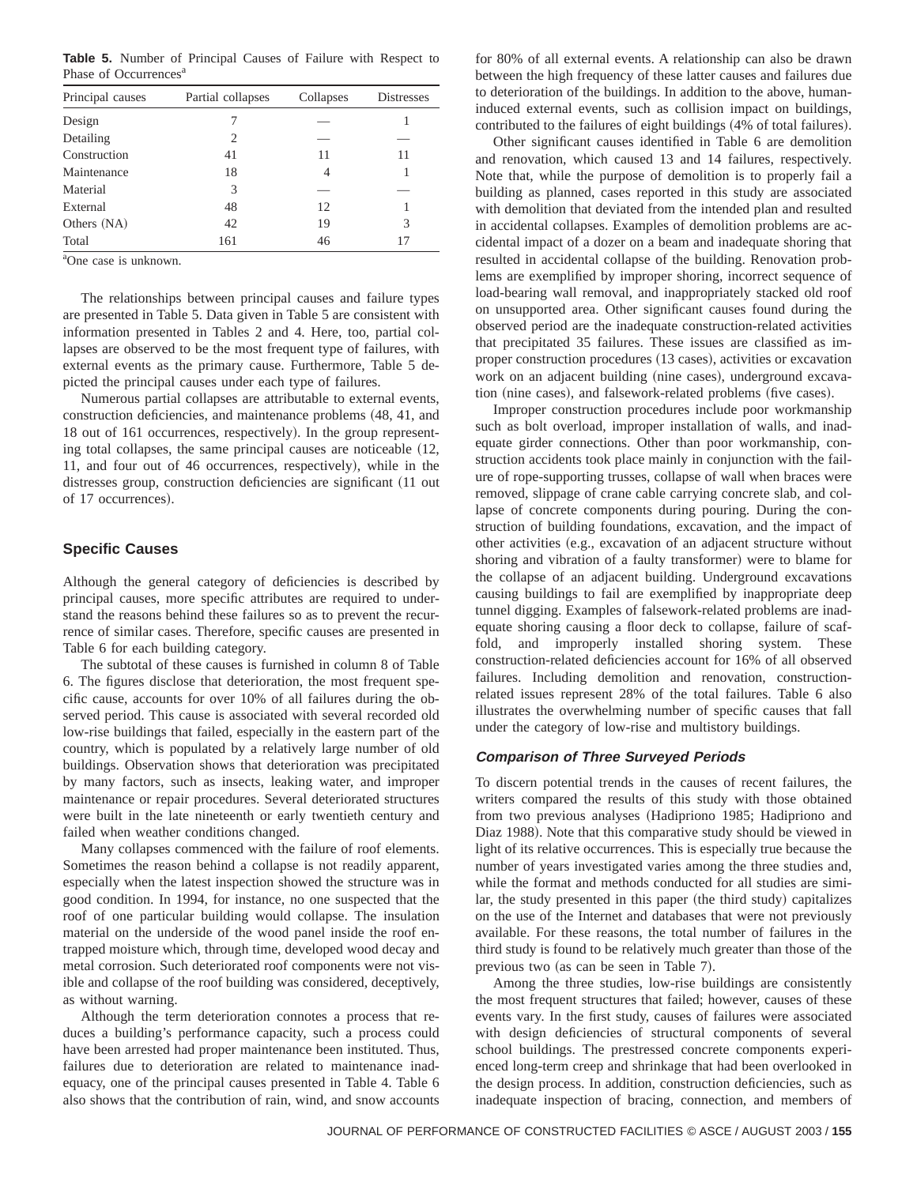**Table 5.** Number of Principal Causes of Failure with Respect to Phase of Occurrences[a]

| Principal causes | Partial collapses | Collapses | Distresses |
|---|---|---|---|
| Design | 7 | — | 1 |
| Detailing | 2 | — | — |
| Construction | 41 | 11 | 11 |
| Maintenance | 18 | 4 | 1 |
| Material | 3 | — | — |
| External | 48 | 12 | 1 |
| Others (NA) | 42 | 19 | 3 |
| Total | 161 | 46 | 17 |

[a]One case is unknown.

The relationships between principal causes and failure types are presented in Table 5. Data given in Table 5 are consistent with information presented in Tables 2 and 4. Here, too, partial collapses are observed to be the most frequent type of failures, with external events as the primary cause. Furthermore, Table 5 depicted the principal causes under each type of failures.

Numerous partial collapses are attributable to external events, construction deficiencies, and maintenance problems (48, 41, and 18 out of 161 occurrences, respectively). In the group representing total collapses, the same principal causes are noticeable (12, 11, and four out of 46 occurrences, respectively), while in the distresses group, construction deficiencies are significant (11 out of 17 occurrences).

## Specific Causes

Although the general category of deficiencies is described by principal causes, more specific attributes are required to understand the reasons behind these failures so as to prevent the recurrence of similar cases. Therefore, specific causes are presented in Table 6 for each building category.

The subtotal of these causes is furnished in column 8 of Table 6. The figures disclose that deterioration, the most frequent specific cause, accounts for over 10% of all failures during the observed period. This cause is associated with several recorded old low-rise buildings that failed, especially in the eastern part of the country, which is populated by a relatively large number of old buildings. Observation shows that deterioration was precipitated by many factors, such as insects, leaking water, and improper maintenance or repair procedures. Several deteriorated structures were built in the late nineteenth or early twentieth century and failed when weather conditions changed.

Many collapses commenced with the failure of roof elements. Sometimes the reason behind a collapse is not readily apparent, especially when the latest inspection showed the structure was in good condition. In 1994, for instance, no one suspected that the roof of one particular building would collapse. The insulation material on the underside of the wood panel inside the roof entrapped moisture which, through time, developed wood decay and metal corrosion. Such deteriorated roof components were not visible and collapse of the roof building was considered, deceptively, as without warning.

Although the term deterioration connotes a process that reduces a building's performance capacity, such a process could have been arrested had proper maintenance been instituted. Thus, failures due to deterioration are related to maintenance inadequacy, one of the principal causes presented in Table 4. Table 6 also shows that the contribution of rain, wind, and snow accounts for 80% of all external events. A relationship can also be drawn between the high frequency of these latter causes and failures due to deterioration of the buildings. In addition to the above, human-induced external events, such as collision impact on buildings, contributed to the failures of eight buildings (4% of total failures).

Other significant causes identified in Table 6 are demolition and renovation, which caused 13 and 14 failures, respectively. Note that, while the purpose of demolition is to properly fail a building as planned, cases reported in this study are associated with demolition that deviated from the intended plan and resulted in accidental collapses. Examples of demolition problems are accidental impact of a dozer on a beam and inadequate shoring that resulted in accidental collapse of the building. Renovation problems are exemplified by improper shoring, incorrect sequence of load-bearing wall removal, and inappropriately stacked old roof on unsupported area. Other significant causes found during the observed period are the inadequate construction-related activities that precipitated 35 failures. These issues are classified as improper construction procedures (13 cases), activities or excavation work on an adjacent building (nine cases), underground excavation (nine cases), and falsework-related problems (five cases).

Improper construction procedures include poor workmanship such as bolt overload, improper installation of walls, and inadequate girder connections. Other than poor workmanship, construction accidents took place mainly in conjunction with the failure of rope-supporting trusses, collapse of wall when braces were removed, slippage of crane cable carrying concrete slab, and collapse of concrete components during pouring. During the construction of building foundations, excavation, and the impact of other activities (e.g., excavation of an adjacent structure without shoring and vibration of a faulty transformer) were to blame for the collapse of an adjacent building. Underground excavations causing buildings to fail are exemplified by inappropriate deep tunnel digging. Examples of falsework-related problems are inadequate shoring causing a floor deck to collapse, failure of scaffold, and improperly installed shoring system. These construction-related deficiencies account for 16% of all observed failures. Including demolition and renovation, construction-related issues represent 28% of the total failures. Table 6 also illustrates the overwhelming number of specific causes that fall under the category of low-rise and multistory buildings.

### *Comparison of Three Surveyed Periods*

To discern potential trends in the causes of recent failures, the writers compared the results of this study with those obtained from two previous analyses (Hadipriono 1985; Hadipriono and Diaz 1988). Note that this comparative study should be viewed in light of its relative occurrences. This is especially true because the number of years investigated varies among the three studies and, while the format and methods conducted for all studies are similar, the study presented in this paper (the third study) capitalizes on the use of the Internet and databases that were not previously available. For these reasons, the total number of failures in the third study is found to be relatively much greater than those of the previous two (as can be seen in Table 7).

Among the three studies, low-rise buildings are consistently the most frequent structures that failed; however, causes of these events vary. In the first study, causes of failures were associated with design deficiencies of structural components of several school buildings. The prestressed concrete components experienced long-term creep and shrinkage that had been overlooked in the design process. In addition, construction deficiencies, such as inadequate inspection of bracing, connection, and members of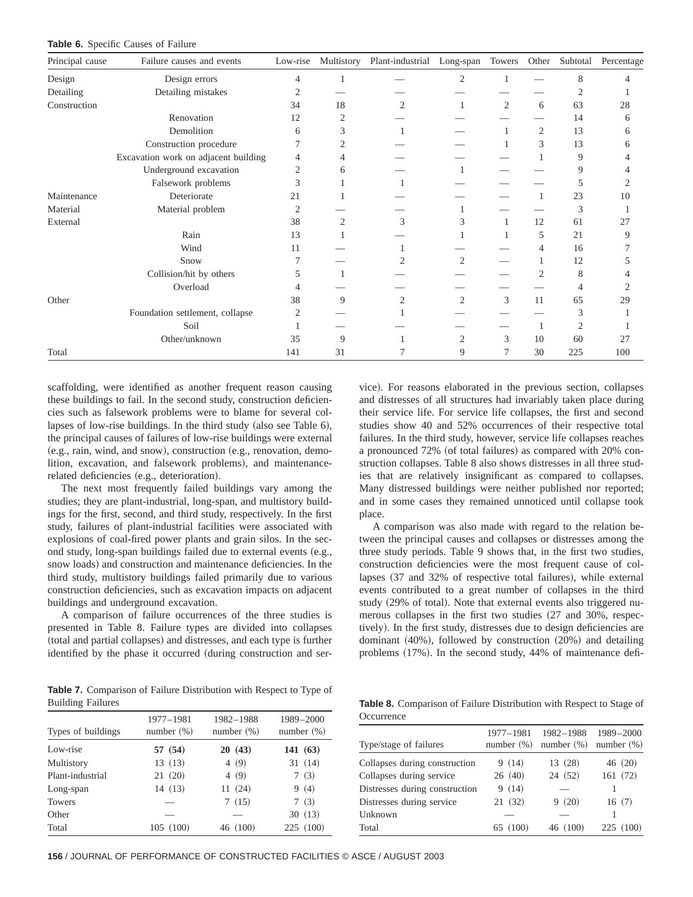**Table 6.** Specific Causes of Failure

| Principal cause | Failure causes and events | Low-rise | Multistory | Plant-industrial | Long-span | Towers | Other | Subtotal | Percentage |
|---|---|---|---|---|---|---|---|---|---|
| Design | Design errors | 4 | 1 | — | 2 | 1 | — | 8 | 4 |
| Detailing | Detailing mistakes | 2 | — | — | — | — | — | 2 | 1 |
| Construction | | 34 | 18 | 2 | 1 | 2 | 6 | 63 | 28 |
| | Renovation | 12 | 2 | — | — | — | — | 14 | 6 |
| | Demolition | 6 | 3 | 1 | — | 1 | 2 | 13 | 6 |
| | Construction procedure | 7 | 2 | — | — | 1 | 3 | 13 | 6 |
| | Excavation work on adjacent building | 4 | 4 | — | — | — | 1 | 9 | 4 |
| | Underground excavation | 2 | 6 | — | 1 | — | — | 9 | 4 |
| | Falsework problems | 3 | 1 | 1 | — | — | — | 5 | 2 |
| Maintenance | Deteriorate | 21 | 1 | — | — | — | 1 | 23 | 10 |
| Material | Material problem | 2 | — | — | 1 | — | — | 3 | 1 |
| External | | 38 | 2 | 3 | 3 | 1 | 12 | 61 | 27 |
| | Rain | 13 | 1 | — | 1 | 1 | 5 | 21 | 9 |
| | Wind | 11 | — | 1 | — | — | 4 | 16 | 7 |
| | Snow | 7 | — | 2 | 2 | — | 1 | 12 | 5 |
| | Collision/hit by others | 5 | 1 | — | — | — | 2 | 8 | 4 |
| | Overload | 4 | — | — | — | — | — | 4 | 2 |
| Other | | 38 | 9 | 2 | 2 | 3 | 11 | 65 | 29 |
| | Foundation settlement, collapse | 2 | — | 1 | — | — | — | 3 | 1 |
| | Soil | 1 | — | — | — | — | 1 | 2 | 1 |
| | Other/unknown | 35 | 9 | 1 | 2 | 3 | 10 | 60 | 27 |
| Total | | 141 | 31 | 7 | 9 | 7 | 30 | 225 | 100 |

scaffolding, were identified as another frequent reason causing these buildings to fail. In the second study, construction deficiencies such as falsework problems were to blame for several collapses of low-rise buildings. In the third study (also see Table 6), the principal causes of failures of low-rise buildings were external (e.g., rain, wind, and snow), construction (e.g., renovation, demolition, excavation, and falsework problems), and maintenance-related deficiencies (e.g., deterioration).

The next most frequently failed buildings vary among the studies; they are plant-industrial, long-span, and multistory buildings for the first, second, and third study, respectively. In the first study, failures of plant-industrial facilities were associated with explosions of coal-fired power plants and grain silos. In the second study, long-span buildings failed due to external events (e.g., snow loads) and construction and maintenance deficiencies. In the third study, multistory buildings failed primarily due to various construction deficiencies, such as excavation impacts on adjacent buildings and underground excavation.

A comparison of failure occurrences of the three studies is presented in Table 8. Failure types are divided into collapses (total and partial collapses) and distresses, and each type is further identified by the phase it occurred (during construction and service). For reasons elaborated in the previous section, collapses and distresses of all structures had invariably taken place during their service life. For service life collapses, the first and second studies show 40 and 52% occurrences of their respective total failures. In the third study, however, service life collapses reaches a pronounced 72% (of total failures) as compared with 20% construction collapses. Table 8 also shows distresses in all three studies that are relatively insignificant as compared to collapses. Many distressed buildings were neither published nor reported; and in some cases they remained unnoticed until collapse took place.

A comparison was also made with regard to the relation between the principal causes and collapses or distresses among the three study periods. Table 9 shows that, in the first two studies, construction deficiencies were the most frequent cause of collapses (37 and 32% of respective total failures), while external events contributed to a great number of collapses in the third study (29% of total). Note that external events also triggered numerous collapses in the first two studies (27 and 30%, respectively). In the first study, distresses due to design deficiencies are dominant (40%), followed by construction (20%) and detailing problems (17%). In the second study, 44% of maintenance defi-

**Table 7.** Comparison of Failure Distribution with Respect to Type of Building Failures

| Types of buildings | 1977–1981 number (%) | 1982–1988 number (%) | 1989–2000 number (%) |
|---|---|---|---|
| Low-rise | **57 (54)** | **20 (43)** | **141 (63)** |
| Multistory | 13 (13) | 4 (9) | 31 (14) |
| Plant-industrial | 21 (20) | 4 (9) | 7 (3) |
| Long-span | 14 (13) | 11 (24) | 9 (4) |
| Towers | — | 7 (15) | 7 (3) |
| Other | — | — | 30 (13) |
| Total | 105 (100) | 46 (100) | 225 (100) |

**Table 8.** Comparison of Failure Distribution with Respect to Stage of Occurrence

| Type/stage of failures | 1977–1981 number (%) | 1982–1988 number (%) | 1989–2000 number (%) |
|---|---|---|---|
| Collapses during construction | 9 (14) | 13 (28) | 46 (20) |
| Collapses during service | 26 (40) | 24 (52) | 161 (72) |
| Distresses during construction | 9 (14) | — | 1 |
| Distresses during service | 21 (32) | 9 (20) | 16 (7) |
| Unknown | — | — | 1 |
| Total | 65 (100) | 46 (100) | 225 (100) |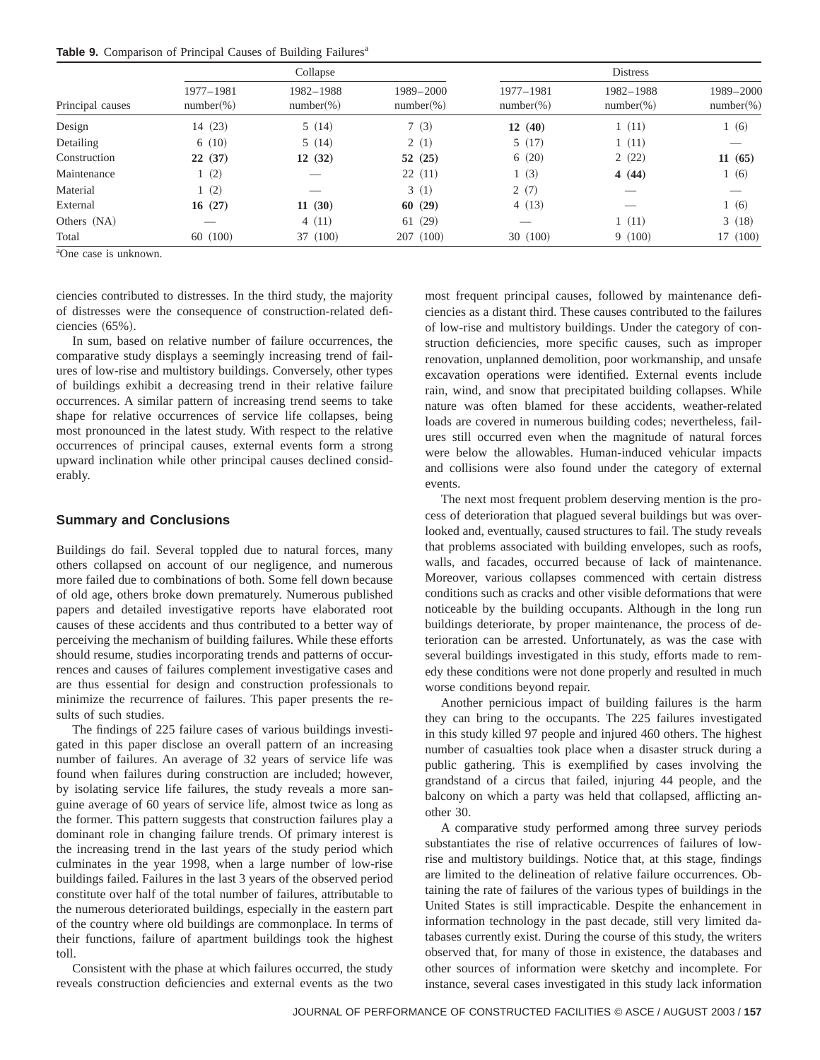**Table 9.** Comparison of Principal Causes of Building Failures[a]

| Principal causes | Collapse | | | Distress | | |
|---|---|---|---|---|---|---|
| | 1977–1981 number(%) | 1982–1988 number(%) | 1989–2000 number(%) | 1977–1981 number(%) | 1982–1988 number(%) | 1989–2000 number(%) |
| Design | 14 (23) | 5 (14) | 7 (3) | **12 (40)** | 1 (11) | 1 (6) |
| Detailing | 6 (10) | 5 (14) | 2 (1) | 5 (17) | 1 (11) | — |
| Construction | **22 (37)** | **12 (32)** | **52 (25)** | 6 (20) | 2 (22) | **11 (65)** |
| Maintenance | 1 (2) | — | 22 (11) | 1 (3) | **4 (44)** | 1 (6) |
| Material | 1 (2) | — | 3 (1) | 2 (7) | — | — |
| External | **16 (27)** | **11 (30)** | **60 (29)** | 4 (13) | — | 1 (6) |
| Others (NA) | — | 4 (11) | 61 (29) | — | 1 (11) | 3 (18) |
| Total | 60 (100) | 37 (100) | 207 (100) | 30 (100) | 9 (100) | 17 (100) |

[a]One case is unknown.

ciencies contributed to distresses. In the third study, the majority of distresses were the consequence of construction-related deficiencies (65%).

In sum, based on relative number of failure occurrences, the comparative study displays a seemingly increasing trend of failures of low-rise and multistory buildings. Conversely, other types of buildings exhibit a decreasing trend in their relative failure occurrences. A similar pattern of increasing trend seems to take shape for relative occurrences of service life collapses, being most pronounced in the latest study. With respect to the relative occurrences of principal causes, external events form a strong upward inclination while other principal causes declined considerably.

## Summary and Conclusions

Buildings do fail. Several toppled due to natural forces, many others collapsed on account of our negligence, and numerous more failed due to combinations of both. Some fell down because of old age, others broke down prematurely. Numerous published papers and detailed investigative reports have elaborated root causes of these accidents and thus contributed to a better way of perceiving the mechanism of building failures. While these efforts should resume, studies incorporating trends and patterns of occurrences and causes of failures complement investigative cases and are thus essential for design and construction professionals to minimize the recurrence of failures. This paper presents the results of such studies.

The findings of 225 failure cases of various buildings investigated in this paper disclose an overall pattern of an increasing number of failures. An average of 32 years of service life was found when failures during construction are included; however, by isolating service life failures, the study reveals a more sanguine average of 60 years of service life, almost twice as long as the former. This pattern suggests that construction failures play a dominant role in changing failure trends. Of primary interest is the increasing trend in the last years of the study period which culminates in the year 1998, when a large number of low-rise buildings failed. Failures in the last 3 years of the observed period constitute over half of the total number of failures, attributable to the numerous deteriorated buildings, especially in the eastern part of the country where old buildings are commonplace. In terms of their functions, failure of apartment buildings took the highest toll.

Consistent with the phase at which failures occurred, the study reveals construction deficiencies and external events as the two most frequent principal causes, followed by maintenance deficiencies as a distant third. These causes contributed to the failures of low-rise and multistory buildings. Under the category of construction deficiencies, more specific causes, such as improper renovation, unplanned demolition, poor workmanship, and unsafe excavation operations were identified. External events include rain, wind, and snow that precipitated building collapses. While nature was often blamed for these accidents, weather-related loads are covered in numerous building codes; nevertheless, failures still occurred even when the magnitude of natural forces were below the allowables. Human-induced vehicular impacts and collisions were also found under the category of external events.

The next most frequent problem deserving mention is the process of deterioration that plagued several buildings but was overlooked and, eventually, caused structures to fail. The study reveals that problems associated with building envelopes, such as roofs, walls, and facades, occurred because of lack of maintenance. Moreover, various collapses commenced with certain distress conditions such as cracks and other visible deformations that were noticeable by the building occupants. Although in the long run buildings deteriorate, by proper maintenance, the process of deterioration can be arrested. Unfortunately, as was the case with several buildings investigated in this study, efforts made to remedy these conditions were not done properly and resulted in much worse conditions beyond repair.

Another pernicious impact of building failures is the harm they can bring to the occupants. The 225 failures investigated in this study killed 97 people and injured 460 others. The highest number of casualties took place when a disaster struck during a public gathering. This is exemplified by cases involving the grandstand of a circus that failed, injuring 44 people, and the balcony on which a party was held that collapsed, afflicting another 30.

A comparative study performed among three survey periods substantiates the rise of relative occurrences of failures of low-rise and multistory buildings. Notice that, at this stage, findings are limited to the delineation of relative failure occurrences. Obtaining the rate of failures of the various types of buildings in the United States is still impracticable. Despite the enhancement in information technology in the past decade, still very limited databases currently exist. During the course of this study, the writers observed that, for many of those in existence, the databases and other sources of information were sketchy and incomplete. For instance, several cases investigated in this study lack information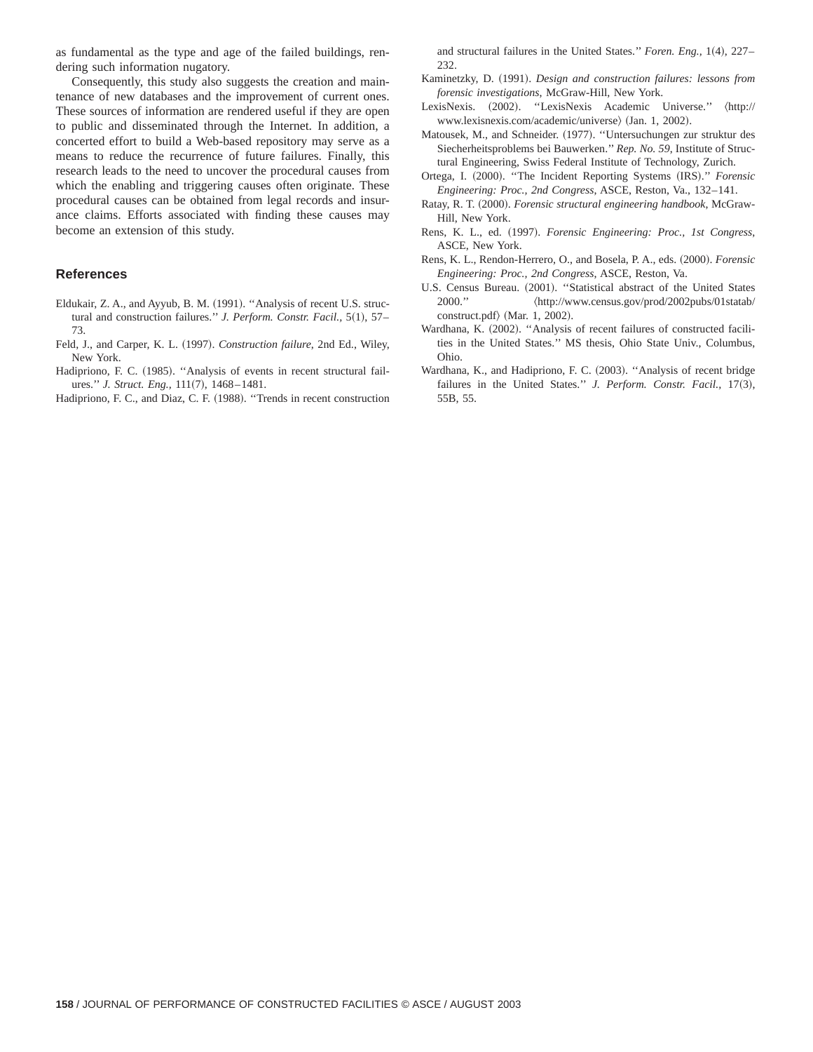as fundamental as the type and age of the failed buildings, rendering such information nugatory.

Consequently, this study also suggests the creation and maintenance of new databases and the improvement of current ones. These sources of information are rendered useful if they are open to public and disseminated through the Internet. In addition, a concerted effort to build a Web-based repository may serve as a means to reduce the recurrence of future failures. Finally, this research leads to the need to uncover the procedural causes from which the enabling and triggering causes often originate. These procedural causes can be obtained from legal records and insurance claims. Efforts associated with finding these causes may become an extension of this study.

## References

Eldukair, Z. A., and Ayyub, B. M. (1991). ''Analysis of recent U.S. structural and construction failures.'' *J. Perform. Constr. Facil.*, 5(1), 57–73.

Feld, J., and Carper, K. L. (1997). *Construction failure*, 2nd Ed., Wiley, New York.

Hadipriono, F. C. (1985). ''Analysis of events in recent structural failures.'' *J. Struct. Eng.*, 111(7), 1468–1481.

Hadipriono, F. C., and Diaz, C. F. (1988). ''Trends in recent construction and structural failures in the United States.'' *Foren. Eng.*, 1(4), 227–232.

Kaminetzky, D. (1991). *Design and construction failures: lessons from forensic investigations*, McGraw-Hill, New York.

LexisNexis. (2002). ''LexisNexis Academic Universe.'' ⟨http://www.lexisnexis.com/academic/universe⟩ (Jan. 1, 2002).

Matousek, M., and Schneider. (1977). ''Untersuchungen zur struktur des Siecherheitsproblems bei Bauwerken.'' *Rep. No. 59*, Institute of Structural Engineering, Swiss Federal Institute of Technology, Zurich.

Ortega, I. (2000). ''The Incident Reporting Systems (IRS).'' *Forensic Engineering: Proc., 2nd Congress*, ASCE, Reston, Va., 132–141.

Ratay, R. T. (2000). *Forensic structural engineering handbook*, McGraw-Hill, New York.

Rens, K. L., ed. (1997). *Forensic Engineering: Proc., 1st Congress*, ASCE, New York.

Rens, K. L., Rendon-Herrero, O., and Bosela, P. A., eds. (2000). *Forensic Engineering: Proc., 2nd Congress*, ASCE, Reston, Va.

U.S. Census Bureau. (2001). ''Statistical abstract of the United States 2000.'' ⟨http://www.census.gov/prod/2002pubs/01statab/construct.pdf⟩ (Mar. 1, 2002).

Wardhana, K. (2002). ''Analysis of recent failures of constructed facilities in the United States.'' MS thesis, Ohio State Univ., Columbus, Ohio.

Wardhana, K., and Hadipriono, F. C. (2003). ''Analysis of recent bridge failures in the United States.'' *J. Perform. Constr. Facil.*, 17(3), 55B, 55.